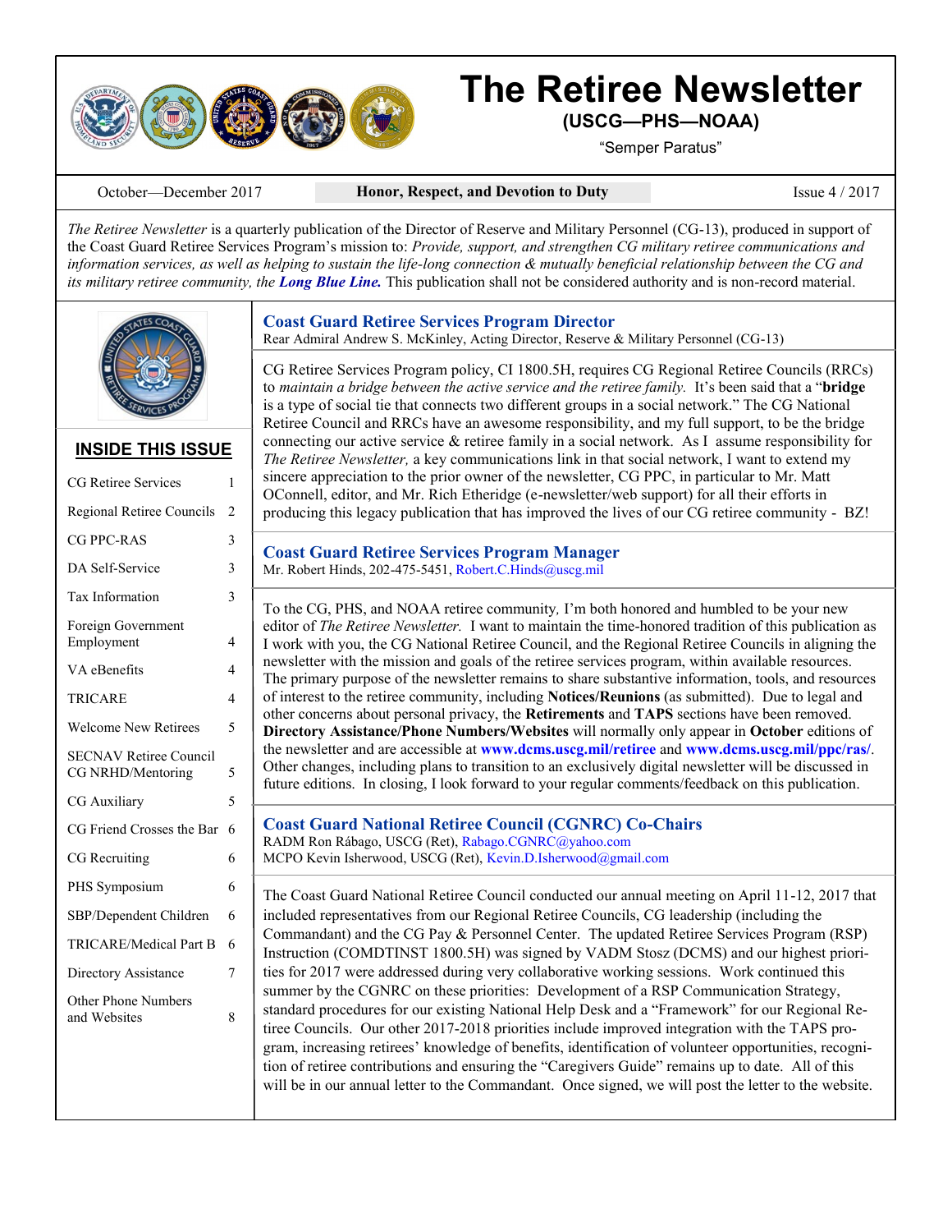# The Retiree Newsletter

**(USCG—PHS—NOAA)**

"Semper Paratus"

October—December 2017 | **Honor, Respect, and Devotion to Duty** | Issue 4 / 2017

*The Retiree Newsletter* is a quarterly publication of the Director of Reserve and Military Personnel (CG-13), produced in support of the Coast Guard Retiree Services Program's mission to: *Provide, support, and strengthen CG military retiree communications and information services, as well as helping to sustain the life-long connection & mutually beneficial relationship between the CG and its military retiree community, the* ***Long Blue Line.*** This publication shall not be considered authority and is non-record material.

## INSIDE THIS ISSUE

| | |
|---|---|
| CG Retiree Services | 1 |
| Regional Retiree Councils | 2 |
| CG PPC-RAS | 3 |
| DA Self-Service | 3 |
| Tax Information | 3 |
| Foreign Government Employment | 4 |
| VA eBenefits | 4 |
| TRICARE | 4 |
| Welcome New Retirees | 5 |
| SECNAV Retiree Council CG NRHD/Mentoring | 5 |
| CG Auxiliary | 5 |
| CG Friend Crosses the Bar | 6 |
| CG Recruiting | 6 |
| PHS Symposium | 6 |
| SBP/Dependent Children | 6 |
| TRICARE/Medical Part B | 6 |
| Directory Assistance | 7 |
| Other Phone Numbers and Websites | 8 |

## Coast Guard Retiree Services Program Director

Rear Admiral Andrew S. McKinley, Acting Director, Reserve & Military Personnel (CG-13)

CG Retiree Services Program policy, CI 1800.5H, requires CG Regional Retiree Councils (RRCs) to *maintain a bridge between the active service and the retiree family.* It's been said that a "**bridge** is a type of social tie that connects two different groups in a social network." The CG National Retiree Council and RRCs have an awesome responsibility, and my full support, to be the bridge connecting our active service & retiree family in a social network. As I assume responsibility for *The Retiree Newsletter,* a key communications link in that social network, I want to extend my sincere appreciation to the prior owner of the newsletter, CG PPC, in particular to Mr. Matt OConnell, editor, and Mr. Rich Etheridge (e-newsletter/web support) for all their efforts in producing this legacy publication that has improved the lives of our CG retiree community - BZ!

## Coast Guard Retiree Services Program Manager

Mr. Robert Hinds, 202-475-5451, Robert.C.Hinds@uscg.mil

To the CG, PHS, and NOAA retiree community, I'm both honored and humbled to be your new editor of *The Retiree Newsletter.* I want to maintain the time-honored tradition of this publication as I work with you, the CG National Retiree Council, and the Regional Retiree Councils in aligning the newsletter with the mission and goals of the retiree services program, within available resources. The primary purpose of the newsletter remains to share substantive information, tools, and resources of interest to the retiree community, including **Notices/Reunions** (as submitted). Due to legal and other concerns about personal privacy, the **Retirements** and **TAPS** sections have been removed. **Directory Assistance/Phone Numbers/Websites** will normally only appear in **October** editions of the newsletter and are accessible at **www.dcms.uscg.mil/retiree** and **www.dcms.uscg.mil/ppc/ras/**. Other changes, including plans to transition to an exclusively digital newsletter will be discussed in future editions. In closing, I look forward to your regular comments/feedback on this publication.

## Coast Guard National Retiree Council (CGNRC) Co-Chairs

RADM Ron Rábago, USCG (Ret), Rabago.CGNRC@yahoo.com
MCPO Kevin Isherwood, USCG (Ret), Kevin.D.Isherwood@gmail.com

The Coast Guard National Retiree Council conducted our annual meeting on April 11-12, 2017 that included representatives from our Regional Retiree Councils, CG leadership (including the Commandant) and the CG Pay & Personnel Center. The updated Retiree Services Program (RSP) Instruction (COMDTINST 1800.5H) was signed by VADM Stosz (DCMS) and our highest priorities for 2017 were addressed during very collaborative working sessions. Work continued this summer by the CGNRC on these priorities: Development of a RSP Communication Strategy, standard procedures for our existing National Help Desk and a "Framework" for our Regional Retiree Councils. Our other 2017-2018 priorities include improved integration with the TAPS program, increasing retirees' knowledge of benefits, identification of volunteer opportunities, recognition of retiree contributions and ensuring the "Caregivers Guide" remains up to date. All of this will be in our annual letter to the Commandant. Once signed, we will post the letter to the website.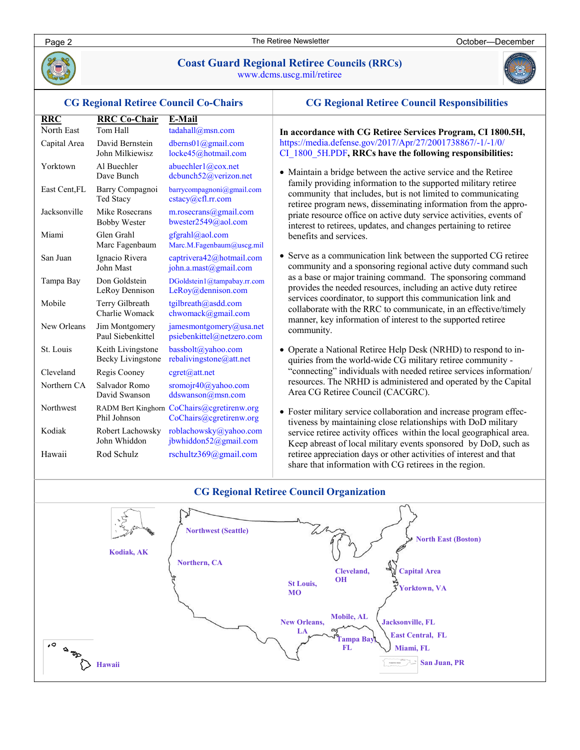# Coast Guard Regional Retiree Councils (RRCs)

www.dcms.uscg.mil/retiree

## CG Regional Retiree Council Co-Chairs

| RRC | RRC Co-Chair | E-Mail |
|---|---|---|
| North East | Tom Hall | tadahall@msn.com |
| Capital Area | David Bernstein | dberns01@gmail.com |
| | John Milkiewisz | locke45@hotmail.com |
| Yorktown | Al Buechler | abuechler1@cox.net |
| | Dave Bunch | dcbunch52@verizon.net |
| East Cent,FL | Barry Compagnoi | barrycompagnoni@gmail.com |
| | Ted Stacy | cstacy@cfl.rr.com |
| Jacksonville | Mike Rosecrans | m.rosecrans@gmail.com |
| | Bobby Wester | bwester2549@aol.com |
| Miami | Glen Grahl | gfgrahl@aol.com |
| | Marc Fagenbaum | Marc.M.Fagenbaum@uscg.mil |
| San Juan | Ignacio Rivera | captrivera42@hotmail.com |
| | John Mast | john.a.mast@gmail.com |
| Tampa Bay | Don Goldstein | DGoldstein1@tampabay.rr.com |
| | LeRoy Dennison | LeRoy@dennison.com |
| Mobile | Terry Gilbreath | tgilbreath@asdd.com |
| | Charlie Womack | chwomack@gmail.com |
| New Orleans | Jim Montgomery | jamesmontgomery@usa.net |
| | Paul Siebenkittel | psiebenkittel@netzero.com |
| St. Louis | Keith Livingstone | bassbolt@yahoo.com |
| | Becky Livingstone | rebalivingstone@att.net |
| Cleveland | Regis Cooney | cgret@att.net |
| Northern CA | Salvador Romo | sromojr40@yahoo.com |
| | David Swanson | ddswanson@msn.com |
| Northwest | RADM Bert Kinghorn | CoChairs@cgretirenw.org |
| | Phil Johnson | CoChairs@cgretirenw.org |
| Kodiak | Robert Lachowsky | roblachowsky@yahoo.com |
| | John Whiddon | jbwhiddon52@gmail.com |
| Hawaii | Rod Schulz | rschultz369@gmail.com |

## CG Regional Retiree Council Responsibilities

**In accordance with CG Retiree Services Program, CI 1800.5H, https://media.defense.gov/2017/Apr/27/2001738867/-1/-1/0/CI_1800_5H.PDF, RRCs have the following responsibilities:**

- Maintain a bridge between the active service and the Retiree family providing information to the supported military retiree community that includes, but is not limited to communicating retiree program news, disseminating information from the appropriate resource office on active duty service activities, events of interest to retirees, updates, and changes pertaining to retiree benefits and services.
- Serve as a communication link between the supported CG retiree community and a sponsoring regional active duty command such as a base or major training command. The sponsoring command provides the needed resources, including an active duty retiree services coordinator, to support this communication link and collaborate with the RRC to communicate, in an effective/timely manner, key information of interest to the supported retiree community.
- Operate a National Retiree Help Desk (NRHD) to respond to inquiries from the world-wide CG military retiree community - "connecting" individuals with needed retiree services information/resources. The NRHD is administered and operated by the Capital Area CG Retiree Council (CACGRC).
- Foster military service collaboration and increase program effectiveness by maintaining close relationships with DoD military service retiree activity offices within the local geographical area. Keep abreast of local military events sponsored by DoD, such as retiree appreciation days or other activities of interest and that share that information with CG retirees in the region.

## CG Regional Retiree Council Organization

Kodiak, AK · Northwest (Seattle) · Northern, CA · St Louis, MO · Cleveland, OH · North East (Boston) · Capital Area · Yorktown, VA · New Orleans, LA · Mobile, AL · Tampa Bay FL · Jacksonville, FL · East Central, FL · Miami, FL · San Juan, PR · Hawaii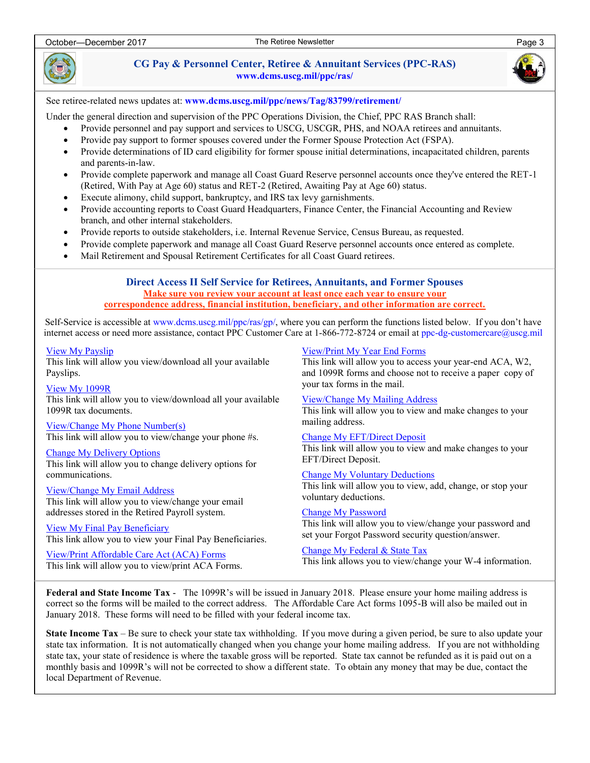## CG Pay & Personnel Center, Retiree & Annuitant Services (PPC-RAS)

**www.dcms.uscg.mil/ppc/ras/**

See retiree-related news updates at: **www.dcms.uscg.mil/ppc/news/Tag/83799/retirement/**

Under the general direction and supervision of the PPC Operations Division, the Chief, PPC RAS Branch shall:

- Provide personnel and pay support and services to USCG, USCGR, PHS, and NOAA retirees and annuitants.
- Provide pay support to former spouses covered under the Former Spouse Protection Act (FSPA).
- Provide determinations of ID card eligibility for former spouse initial determinations, incapacitated children, parents and parents-in-law.
- Provide complete paperwork and manage all Coast Guard Reserve personnel accounts once they've entered the RET-1 (Retired, With Pay at Age 60) status and RET-2 (Retired, Awaiting Pay at Age 60) status.
- Execute alimony, child support, bankruptcy, and IRS tax levy garnishments.
- Provide accounting reports to Coast Guard Headquarters, Finance Center, the Financial Accounting and Review branch, and other internal stakeholders.
- Provide reports to outside stakeholders, i.e. Internal Revenue Service, Census Bureau, as requested.
- Provide complete paperwork and manage all Coast Guard Reserve personnel accounts once entered as complete.
- Mail Retirement and Spousal Retirement Certificates for all Coast Guard retirees.

## Direct Access II Self Service for Retirees, Annuitants, and Former Spouses

**Make sure you review your account at least once each year to ensure your correspondence address, financial institution, beneficiary, and other information are correct.**

Self-Service is accessible at www.dcms.uscg.mil/ppc/ras/gp/, where you can perform the functions listed below. If you don't have internet access or need more assistance, contact PPC Customer Care at 1-866-772-8724 or email at ppc-dg-customercare@uscg.mil

View My Payslip
This link will allow you view/download all your available Payslips.

View My 1099R
This link will allow you to view/download all your available 1099R tax documents.

View/Change My Phone Number(s)
This link will allow you to view/change your phone #s.

Change My Delivery Options
This link will allow you to change delivery options for communications.

View/Change My Email Address
This link will allow you to view/change your email addresses stored in the Retired Payroll system.

View My Final Pay Beneficiary
This link allow you to view your Final Pay Beneficiaries.

View/Print Affordable Care Act (ACA) Forms
This link will allow you to view/print ACA Forms.

View/Print My Year End Forms
This link will allow you to access your year-end ACA, W2, and 1099R forms and choose not to receive a paper copy of your tax forms in the mail.

View/Change My Mailing Address
This link will allow you to view and make changes to your mailing address.

Change My EFT/Direct Deposit
This link will allow you to view and make changes to your EFT/Direct Deposit.

Change My Voluntary Deductions
This link will allow you to view, add, change, or stop your voluntary deductions.

Change My Password
This link will allow you to view/change your password and set your Forgot Password security question/answer.

Change My Federal & State Tax
This link allows you to view/change your W-4 information.

**Federal and State Income Tax** - The 1099R's will be issued in January 2018. Please ensure your home mailing address is correct so the forms will be mailed to the correct address. The Affordable Care Act forms 1095-B will also be mailed out in January 2018. These forms will need to be filled with your federal income tax.

**State Income Tax** – Be sure to check your state tax withholding. If you move during a given period, be sure to also update your state tax information. It is not automatically changed when you change your home mailing address. If you are not withholding state tax, your state of residence is where the taxable gross will be reported. State tax cannot be refunded as it is paid out on a monthly basis and 1099R's will not be corrected to show a different state. To obtain any money that may be due, contact the local Department of Revenue.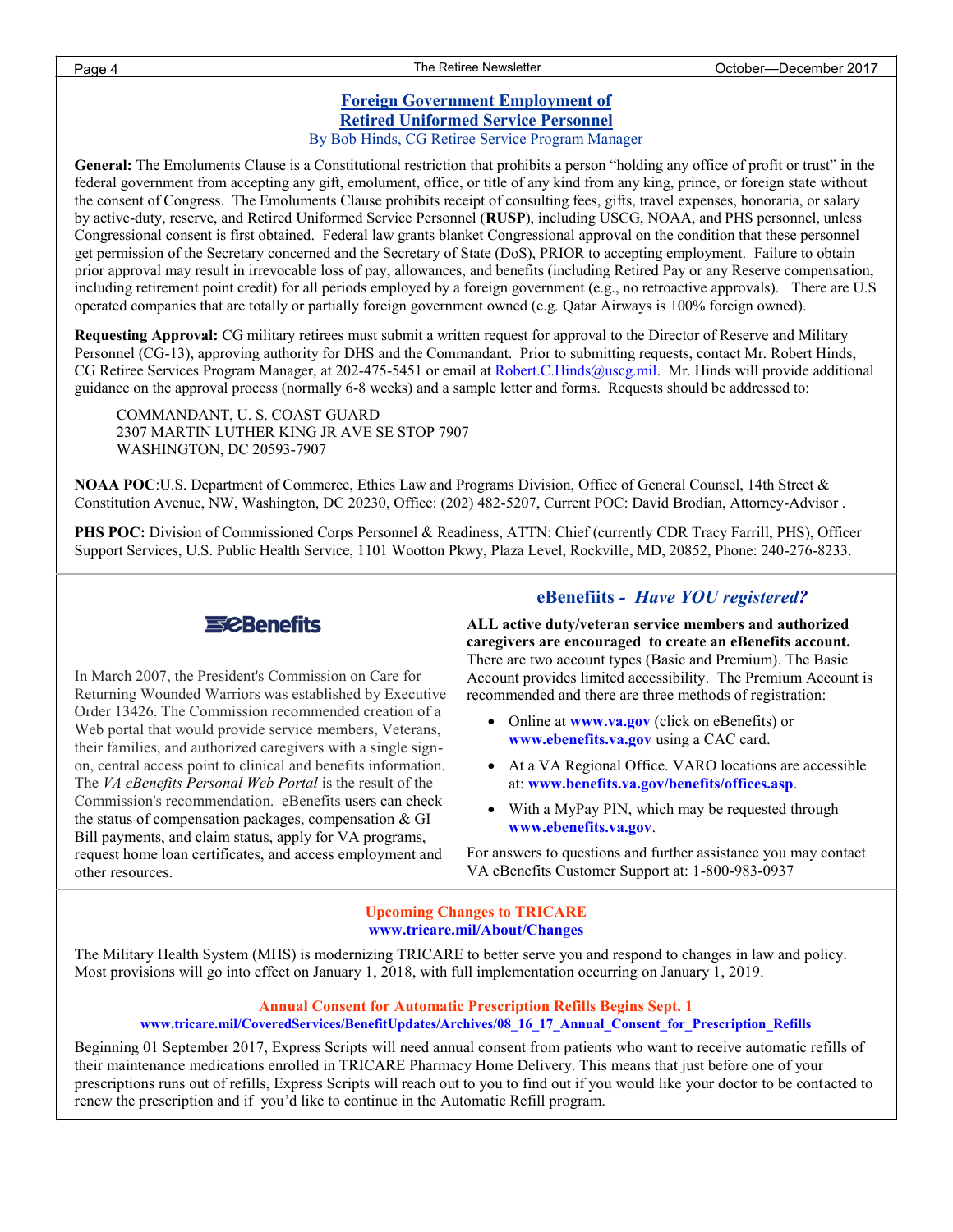## Foreign Government Employment of Retired Uniformed Service Personnel

By Bob Hinds, CG Retiree Service Program Manager

**General:** The Emoluments Clause is a Constitutional restriction that prohibits a person "holding any office of profit or trust" in the federal government from accepting any gift, emolument, office, or title of any kind from any king, prince, or foreign state without the consent of Congress. The Emoluments Clause prohibits receipt of consulting fees, gifts, travel expenses, honoraria, or salary by active-duty, reserve, and Retired Uniformed Service Personnel (**RUSP**), including USCG, NOAA, and PHS personnel, unless Congressional consent is first obtained. Federal law grants blanket Congressional approval on the condition that these personnel get permission of the Secretary concerned and the Secretary of State (DoS), PRIOR to accepting employment. Failure to obtain prior approval may result in irrevocable loss of pay, allowances, and benefits (including Retired Pay or any Reserve compensation, including retirement point credit) for all periods employed by a foreign government (e.g., no retroactive approvals). There are U.S operated companies that are totally or partially foreign government owned (e.g. Qatar Airways is 100% foreign owned).

**Requesting Approval:** CG military retirees must submit a written request for approval to the Director of Reserve and Military Personnel (CG-13), approving authority for DHS and the Commandant. Prior to submitting requests, contact Mr. Robert Hinds, CG Retiree Services Program Manager, at 202-475-5451 or email at Robert.C.Hinds@uscg.mil. Mr. Hinds will provide additional guidance on the approval process (normally 6-8 weeks) and a sample letter and forms. Requests should be addressed to:

COMMANDANT, U. S. COAST GUARD
2307 MARTIN LUTHER KING JR AVE SE STOP 7907
WASHINGTON, DC 20593-7907

**NOAA POC**:U.S. Department of Commerce, Ethics Law and Programs Division, Office of General Counsel, 14th Street & Constitution Avenue, NW, Washington, DC 20230, Office: (202) 482-5207, Current POC: David Brodian, Attorney-Advisor .

**PHS POC:** Division of Commissioned Corps Personnel & Readiness, ATTN: Chief (currently CDR Tracy Farrill, PHS), Officer Support Services, U.S. Public Health Service, 1101 Wootton Pkwy, Plaza Level, Rockville, MD, 20852, Phone: 240-276-8233.

## eBenefiits - *Have YOU registered?*

eBenefits

In March 2007, the President's Commission on Care for Returning Wounded Warriors was established by Executive Order 13426. The Commission recommended creation of a Web portal that would provide service members, Veterans, their families, and authorized caregivers with a single sign-on, central access point to clinical and benefits information. The *VA eBenefits Personal Web Portal* is the result of the Commission's recommendation. eBenefits users can check the status of compensation packages, compensation & GI Bill payments, and claim status, apply for VA programs, request home loan certificates, and access employment and other resources.

**ALL active duty/veteran service members and authorized caregivers are encouraged to create an eBenefits account.** There are two account types (Basic and Premium). The Basic Account provides limited accessibility. The Premium Account is recommended and there are three methods of registration:

- Online at **www.va.gov** (click on eBenefits) or **www.ebenefits.va.gov** using a CAC card.
- At a VA Regional Office. VARO locations are accessible at: **www.benefits.va.gov/benefits/offices.asp**.
- With a MyPay PIN, which may be requested through **www.ebenefits.va.gov**.

For answers to questions and further assistance you may contact VA eBenefits Customer Support at: 1-800-983-0937

## Upcoming Changes to TRICARE

**www.tricare.mil/About/Changes**

The Military Health System (MHS) is modernizing TRICARE to better serve you and respond to changes in law and policy. Most provisions will go into effect on January 1, 2018, with full implementation occurring on January 1, 2019.

## Annual Consent for Automatic Prescription Refills Begins Sept. 1

**www.tricare.mil/CoveredServices/BenefitUpdates/Archives/08_16_17_Annual_Consent_for_Prescription_Refills**

Beginning 01 September 2017, Express Scripts will need annual consent from patients who want to receive automatic refills of their maintenance medications enrolled in TRICARE Pharmacy Home Delivery. This means that just before one of your prescriptions runs out of refills, Express Scripts will reach out to you to find out if you would like your doctor to be contacted to renew the prescription and if you'd like to continue in the Automatic Refill program.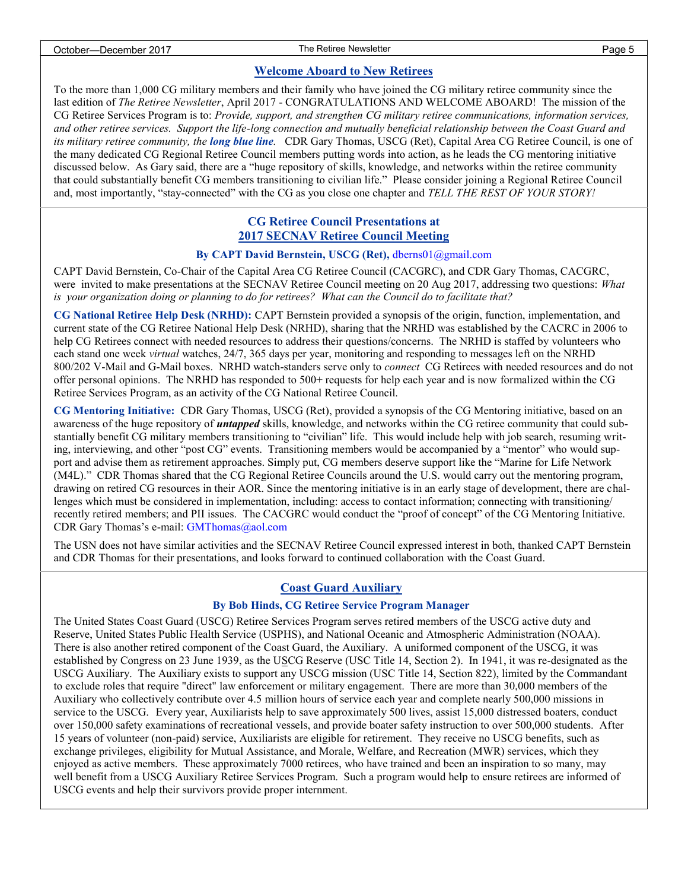## Welcome Aboard to New Retirees

To the more than 1,000 CG military members and their family who have joined the CG military retiree community since the last edition of *The Retiree Newsletter*, April 2017 - CONGRATULATIONS AND WELCOME ABOARD! The mission of the CG Retiree Services Program is to: *Provide, support, and strengthen CG military retiree communications, information services, and other retiree services. Support the life-long connection and mutually beneficial relationship between the Coast Guard and its military retiree community, the **long blue line**.* CDR Gary Thomas, USCG (Ret), Capital Area CG Retiree Council, is one of the many dedicated CG Regional Retiree Council members putting words into action, as he leads the CG mentoring initiative discussed below. As Gary said, there are a "huge repository of skills, knowledge, and networks within the retiree community that could substantially benefit CG members transitioning to civilian life." Please consider joining a Regional Retiree Council and, most importantly, "stay-connected" with the CG as you close one chapter and *TELL THE REST OF YOUR STORY!*

## CG Retiree Council Presentations at 2017 SECNAV Retiree Council Meeting

**By CAPT David Bernstein, USCG (Ret),** dberns01@gmail.com

CAPT David Bernstein, Co-Chair of the Capital Area CG Retiree Council (CACGRC), and CDR Gary Thomas, CACGRC, were invited to make presentations at the SECNAV Retiree Council meeting on 20 Aug 2017, addressing two questions: *What is your organization doing or planning to do for retirees? What can the Council do to facilitate that?*

**CG National Retiree Help Desk (NRHD):** CAPT Bernstein provided a synopsis of the origin, function, implementation, and current state of the CG Retiree National Help Desk (NRHD), sharing that the NRHD was established by the CACRC in 2006 to help CG Retirees connect with needed resources to address their questions/concerns. The NRHD is staffed by volunteers who each stand one week *virtual* watches, 24/7, 365 days per year, monitoring and responding to messages left on the NRHD 800/202 V-Mail and G-Mail boxes. NRHD watch-standers serve only to *connect* CG Retirees with needed resources and do not offer personal opinions. The NRHD has responded to 500+ requests for help each year and is now formalized within the CG Retiree Services Program, as an activity of the CG National Retiree Council.

**CG Mentoring Initiative:** CDR Gary Thomas, USCG (Ret), provided a synopsis of the CG Mentoring initiative, based on an awareness of the huge repository of ***untapped*** skills, knowledge, and networks within the CG retiree community that could substantially benefit CG military members transitioning to "civilian" life. This would include help with job search, resuming writing, interviewing, and other "post CG" events. Transitioning members would be accompanied by a "mentor" who would support and advise them as retirement approaches. Simply put, CG members deserve support like the "Marine for Life Network (M4L)." CDR Thomas shared that the CG Regional Retiree Councils around the U.S. would carry out the mentoring program, drawing on retired CG resources in their AOR. Since the mentoring initiative is in an early stage of development, there are challenges which must be considered in implementation, including: access to contact information; connecting with transitioning/ recently retired members; and PII issues. The CACGRC would conduct the "proof of concept" of the CG Mentoring Initiative. CDR Gary Thomas's e-mail: GMThomas@aol.com

The USN does not have similar activities and the SECNAV Retiree Council expressed interest in both, thanked CAPT Bernstein and CDR Thomas for their presentations, and looks forward to continued collaboration with the Coast Guard.

## Coast Guard Auxiliary

**By Bob Hinds, CG Retiree Service Program Manager**

The United States Coast Guard (USCG) Retiree Services Program serves retired members of the USCG active duty and Reserve, United States Public Health Service (USPHS), and National Oceanic and Atmospheric Administration (NOAA). There is also another retired component of the Coast Guard, the Auxiliary. A uniformed component of the USCG, it was established by Congress on 23 June 1939, as the USCG Reserve (USC Title 14, Section 2). In 1941, it was re-designated as the USCG Auxiliary. The Auxiliary exists to support any USCG mission (USC Title 14, Section 822), limited by the Commandant to exclude roles that require "direct" law enforcement or military engagement. There are more than 30,000 members of the Auxiliary who collectively contribute over 4.5 million hours of service each year and complete nearly 500,000 missions in service to the USCG. Every year, Auxiliarists help to save approximately 500 lives, assist 15,000 distressed boaters, conduct over 150,000 safety examinations of recreational vessels, and provide boater safety instruction to over 500,000 students. After 15 years of volunteer (non-paid) service, Auxiliarists are eligible for retirement. They receive no USCG benefits, such as exchange privileges, eligibility for Mutual Assistance, and Morale, Welfare, and Recreation (MWR) services, which they enjoyed as active members. These approximately 7000 retirees, who have trained and been an inspiration to so many, may well benefit from a USCG Auxiliary Retiree Services Program. Such a program would help to ensure retirees are informed of USCG events and help their survivors provide proper internment.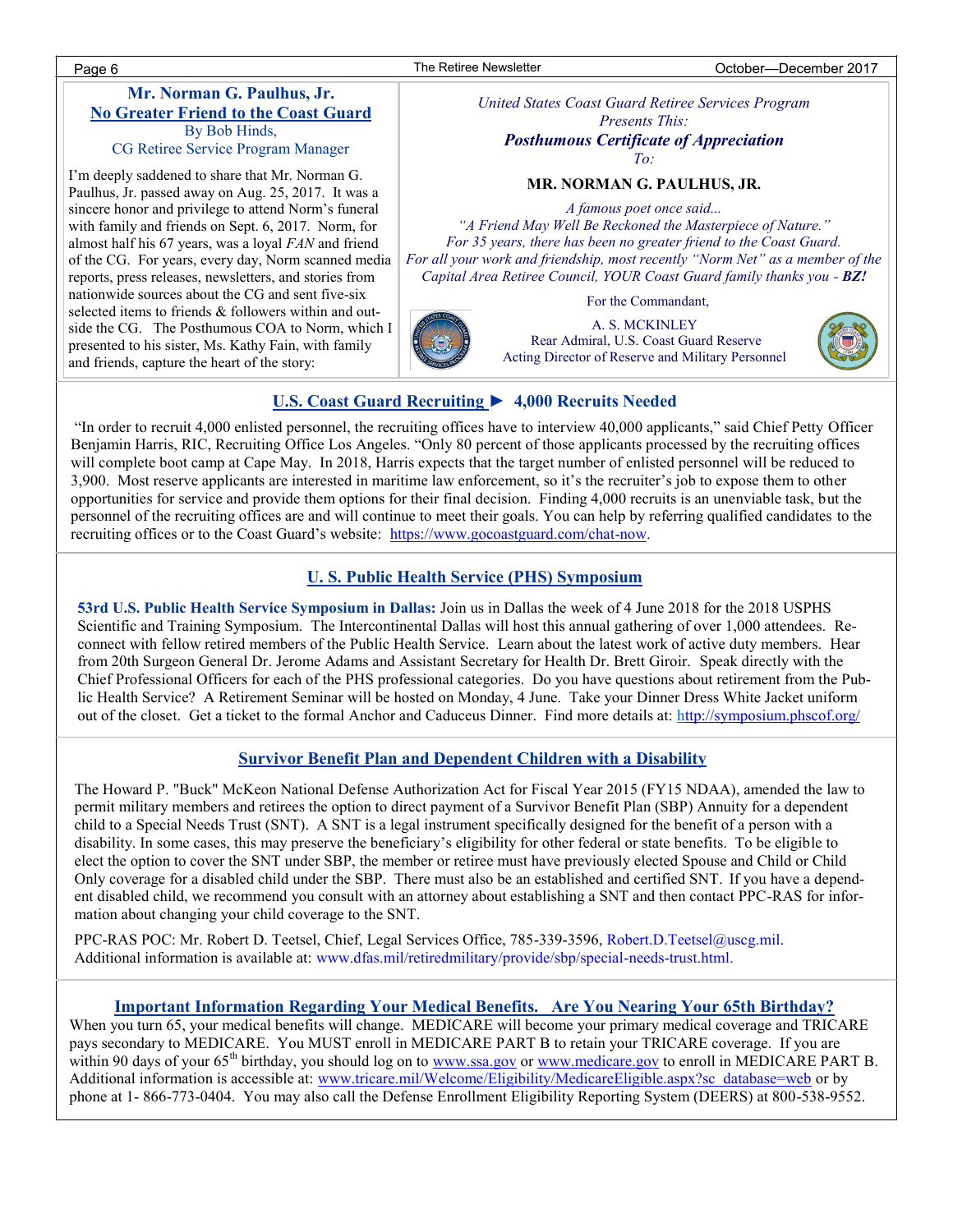## Mr. Norman G. Paulhus, Jr.
## No Greater Friend to the Coast Guard

By Bob Hinds,
CG Retiree Service Program Manager

I'm deeply saddened to share that Mr. Norman G. Paulhus, Jr. passed away on Aug. 25, 2017. It was a sincere honor and privilege to attend Norm's funeral with family and friends on Sept. 6, 2017. Norm, for almost half his 67 years, was a loyal *FAN* and friend of the CG. For years, every day, Norm scanned media reports, press releases, newsletters, and stories from nationwide sources about the CG and sent five-six selected items to friends & followers within and outside the CG. The Posthumous COA to Norm, which I presented to his sister, Ms. Kathy Fain, with family and friends, capture the heart of the story:

*United States Coast Guard Retiree Services Program*
*Presents This:*
***Posthumous Certificate of Appreciation***
*To:*

**MR. NORMAN G. PAULHUS, JR.**

*A famous poet once said...*
*"A Friend May Well Be Reckoned the Masterpiece of Nature."*
*For 35 years, there has been no greater friend to the Coast Guard.*
*For all your work and friendship, most recently "Norm Net" as a member of the Capital Area Retiree Council, YOUR Coast Guard family thanks you - **BZ!***

For the Commandant,

A. S. MCKINLEY
Rear Admiral, U.S. Coast Guard Reserve
Acting Director of Reserve and Military Personnel

## U.S. Coast Guard Recruiting ► 4,000 Recruits Needed

"In order to recruit 4,000 enlisted personnel, the recruiting offices have to interview 40,000 applicants," said Chief Petty Officer Benjamin Harris, RIC, Recruiting Office Los Angeles. "Only 80 percent of those applicants processed by the recruiting offices will complete boot camp at Cape May. In 2018, Harris expects that the target number of enlisted personnel will be reduced to 3,900. Most reserve applicants are interested in maritime law enforcement, so it's the recruiter's job to expose them to other opportunities for service and provide them options for their final decision. Finding 4,000 recruits is an unenviable task, but the personnel of the recruiting offices are and will continue to meet their goals. You can help by referring qualified candidates to the recruiting offices or to the Coast Guard's website: https://www.gocoastguard.com/chat-now.

## U. S. Public Health Service (PHS) Symposium

**53rd U.S. Public Health Service Symposium in Dallas:** Join us in Dallas the week of 4 June 2018 for the 2018 USPHS Scientific and Training Symposium. The Intercontinental Dallas will host this annual gathering of over 1,000 attendees. Reconnect with fellow retired members of the Public Health Service. Learn about the latest work of active duty members. Hear from 20th Surgeon General Dr. Jerome Adams and Assistant Secretary for Health Dr. Brett Giroir. Speak directly with the Chief Professional Officers for each of the PHS professional categories. Do you have questions about retirement from the Public Health Service? A Retirement Seminar will be hosted on Monday, 4 June. Take your Dinner Dress White Jacket uniform out of the closet. Get a ticket to the formal Anchor and Caduceus Dinner. Find more details at: http://symposium.phscof.org/

## Survivor Benefit Plan and Dependent Children with a Disability

The Howard P. "Buck" McKeon National Defense Authorization Act for Fiscal Year 2015 (FY15 NDAA), amended the law to permit military members and retirees the option to direct payment of a Survivor Benefit Plan (SBP) Annuity for a dependent child to a Special Needs Trust (SNT). A SNT is a legal instrument specifically designed for the benefit of a person with a disability. In some cases, this may preserve the beneficiary's eligibility for other federal or state benefits. To be eligible to elect the option to cover the SNT under SBP, the member or retiree must have previously elected Spouse and Child or Child Only coverage for a disabled child under the SBP. There must also be an established and certified SNT. If you have a dependent disabled child, we recommend you consult with an attorney about establishing a SNT and then contact PPC-RAS for information about changing your child coverage to the SNT.

PPC-RAS POC: Mr. Robert D. Teetsel, Chief, Legal Services Office, 785-339-3596, Robert.D.Teetsel@uscg.mil. Additional information is available at: www.dfas.mil/retiredmilitary/provide/sbp/special-needs-trust.html.

## Important Information Regarding Your Medical Benefits. Are You Nearing Your 65th Birthday?

When you turn 65, your medical benefits will change. MEDICARE will become your primary medical coverage and TRICARE pays secondary to MEDICARE. You MUST enroll in MEDICARE PART B to retain your TRICARE coverage. If you are within 90 days of your 65th birthday, you should log on to www.ssa.gov or www.medicare.gov to enroll in MEDICARE PART B. Additional information is accessible at: www.tricare.mil/Welcome/Eligibility/MedicareEligible.aspx?sc_database=web or by phone at 1- 866-773-0404. You may also call the Defense Enrollment Eligibility Reporting System (DEERS) at 800-538-9552.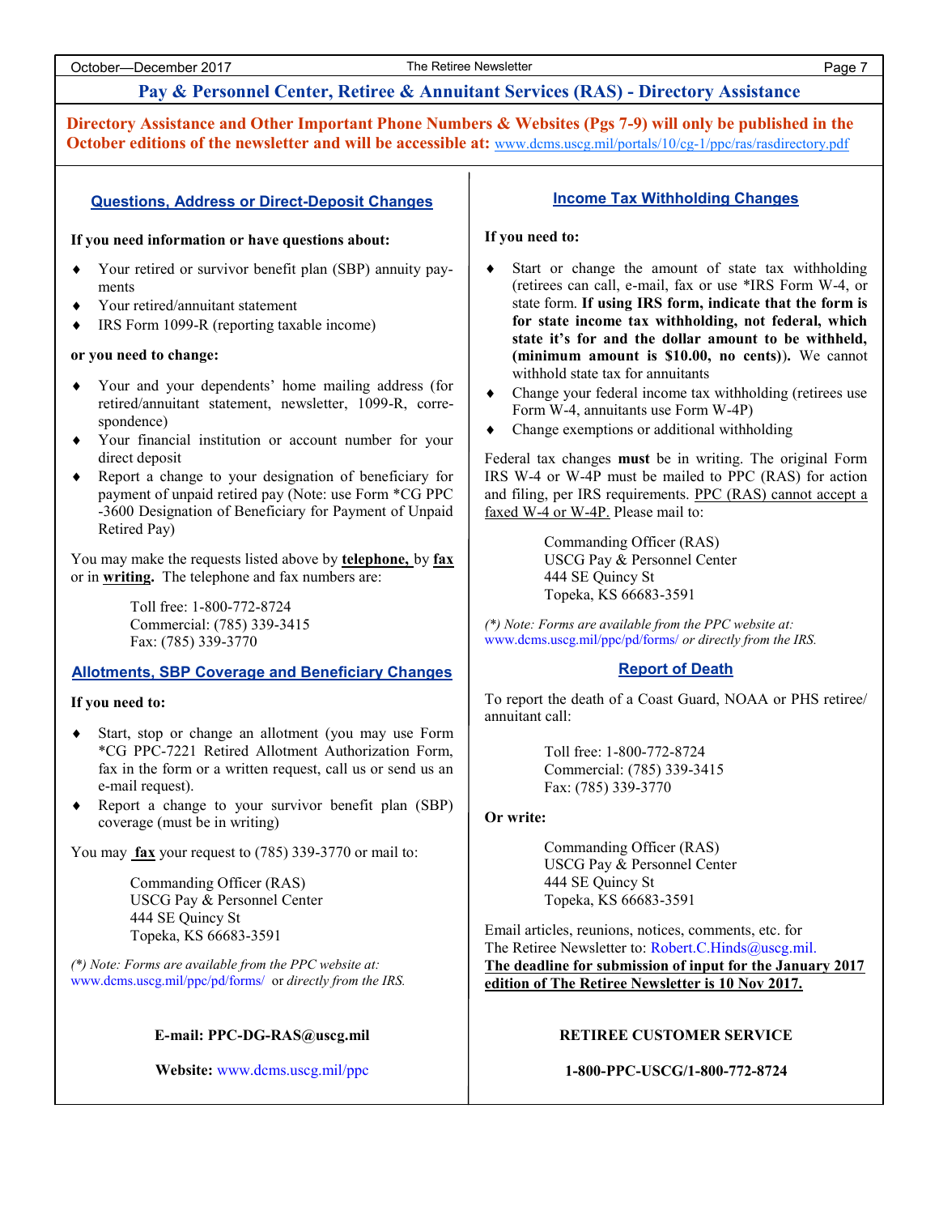# Pay & Personnel Center, Retiree & Annuitant Services (RAS) - Directory Assistance

**Directory Assistance and Other Important Phone Numbers & Websites (Pgs 7-9) will only be published in the October editions of the newsletter and will be accessible at:** www.dcms.uscg.mil/portals/10/cg-1/ppc/ras/rasdirectory.pdf

## Questions, Address or Direct-Deposit Changes

**If you need information or have questions about:**

- Your retired or survivor benefit plan (SBP) annuity payments
- Your retired/annuitant statement
- IRS Form 1099-R (reporting taxable income)

**or you need to change:**

- Your and your dependents' home mailing address (for retired/annuitant statement, newsletter, 1099-R, correspondence)
- Your financial institution or account number for your direct deposit
- Report a change to your designation of beneficiary for payment of unpaid retired pay (Note: use Form *CG PPC-3600 Designation of Beneficiary for Payment of Unpaid Retired Pay)

You may make the requests listed above by **telephone,** by **fax** or in **writing.** The telephone and fax numbers are:

Toll free: 1-800-772-8724
Commercial: (785) 339-3415
Fax: (785) 339-3770

## Allotments, SBP Coverage and Beneficiary Changes

**If you need to:**

- Start, stop or change an allotment (you may use Form *CG PPC-7221 Retired Allotment Authorization Form, fax in the form or a written request, call us or send us an e-mail request).
- Report a change to your survivor benefit plan (SBP) coverage (must be in writing)

You may **fax** your request to (785) 339-3770 or mail to:

Commanding Officer (RAS)
USCG Pay & Personnel Center
444 SE Quincy St
Topeka, KS 66683-3591

*(*) Note: Forms are available from the PPC website at:* www.dcms.uscg.mil/ppc/pd/forms/ *or directly from the IRS.*

**E-mail: PPC-DG-RAS@uscg.mil**

**Website:** www.dcms.uscg.mil/ppc

## Income Tax Withholding Changes

**If you need to:**

- Start or change the amount of state tax withholding (retirees can call, e-mail, fax or use *IRS Form W-4, or state form. **If using IRS form, indicate that the form is for state income tax withholding, not federal, which state it's for and the dollar amount to be withheld, (minimum amount is $10.00, no cents)).** We cannot withhold state tax for annuitants
- Change your federal income tax withholding (retirees use Form W-4, annuitants use Form W-4P)
- Change exemptions or additional withholding

Federal tax changes **must** be in writing. The original Form IRS W-4 or W-4P must be mailed to PPC (RAS) for action and filing, per IRS requirements. PPC (RAS) cannot accept a faxed W-4 or W-4P. Please mail to:

Commanding Officer (RAS)
USCG Pay & Personnel Center
444 SE Quincy St
Topeka, KS 66683-3591

*(*) Note: Forms are available from the PPC website at:* www.dcms.uscg.mil/ppc/pd/forms/ *or directly from the IRS.*

## Report of Death

To report the death of a Coast Guard, NOAA or PHS retiree/annuitant call:

Toll free: 1-800-772-8724
Commercial: (785) 339-3415
Fax: (785) 339-3770

**Or write:**

Commanding Officer (RAS)
USCG Pay & Personnel Center
444 SE Quincy St
Topeka, KS 66683-3591

Email articles, reunions, notices, comments, etc. for The Retiree Newsletter to: Robert.C.Hinds@uscg.mil.
**The deadline for submission of input for the January 2017 edition of The Retiree Newsletter is 10 Nov 2017.**

**RETIREE CUSTOMER SERVICE**

**1-800-PPC-USCG/1-800-772-8724**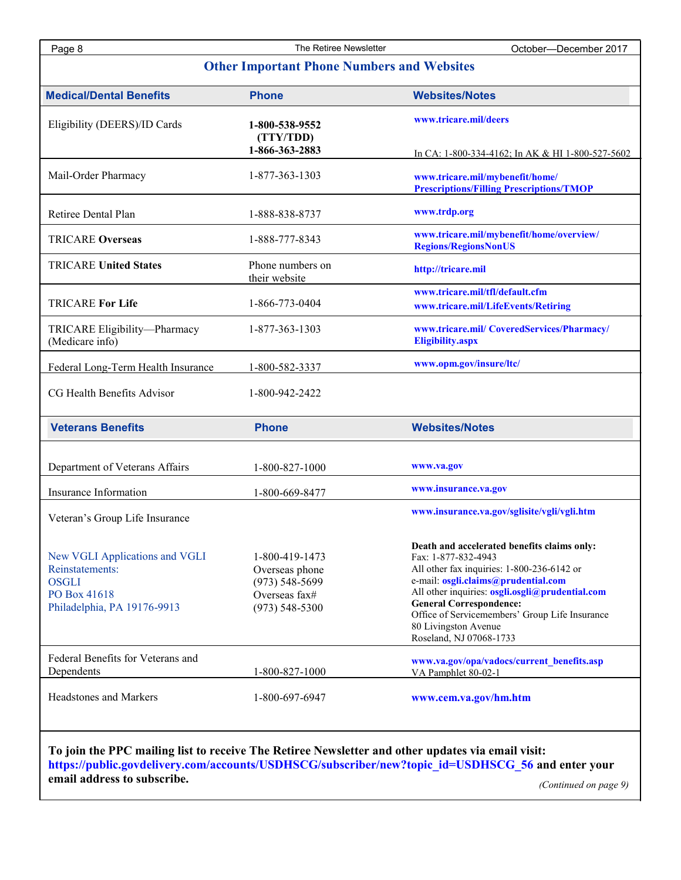## Other Important Phone Numbers and Websites

| Medical/Dental Benefits | Phone | Websites/Notes |
|---|---|---|
| Eligibility (DEERS)/ID Cards | **1-800-538-9552** **(TTY/TDD)** **1-866-363-2883** | **www.tricare.mil/deers** In CA: 1-800-334-4162; In AK & HI 1-800-527-5602 |
| Mail-Order Pharmacy | 1-877-363-1303 | **www.tricare.mil/mybenefit/home/Prescriptions/Filling Prescriptions/TMOP** |
| Retiree Dental Plan | 1-888-838-8737 | **www.trdp.org** |
| TRICARE **Overseas** | 1-888-777-8343 | **www.tricare.mil/mybenefit/home/overview/Regions/RegionsNonUS** |
| TRICARE **United States** | Phone numbers on their website | **http://tricare.mil** |
| TRICARE **For Life** | 1-866-773-0404 | **www.tricare.mil/tfl/default.cfm** **www.tricare.mil/LifeEvents/Retiring** |
| TRICARE Eligibility—Pharmacy (Medicare info) | 1-877-363-1303 | **www.tricare.mil/ CoveredServices/Pharmacy/Eligibility.aspx** |
| Federal Long-Term Health Insurance | 1-800-582-3337 | **www.opm.gov/insure/ltc/** |
| CG Health Benefits Advisor | 1-800-942-2422 | |

| Veterans Benefits | Phone | Websites/Notes |
|---|---|---|
| Department of Veterans Affairs | 1-800-827-1000 | **www.va.gov** |
| Insurance Information | 1-800-669-8477 | **www.insurance.va.gov** |
| Veteran's Group Life Insurance | | **www.insurance.va.gov/sglisite/vgli/vgli.htm** |
| New VGLI Applications and VGLI Reinstatements: OSGLI PO Box 41618 Philadelphia, PA 19176-9913 | 1-800-419-1473 Overseas phone (973) 548-5699 Overseas fax# (973) 548-5300 | **Death and accelerated benefits claims only:** Fax: 1-877-832-4943 All other fax inquiries: 1-800-236-6142 or e-mail: **osgli.claims@prudential.com** All other inquiries: **osgli.osgli@prudential.com** **General Correspondence:** Office of Servicemembers' Group Life Insurance 80 Livingston Avenue Roseland, NJ 07068-1733 |
| Federal Benefits for Veterans and Dependents | 1-800-827-1000 | **www.va.gov/opa/vadocs/current_benefits.asp** VA Pamphlet 80-02-1 |
| Headstones and Markers | 1-800-697-6947 | **www.cem.va.gov/hm.htm** |

**To join the PPC mailing list to receive The Retiree Newsletter and other updates via email visit: https://public.govdelivery.com/accounts/USDHSCG/subscriber/new?topic_id=USDHSCG_56 and enter your email address to subscribe.**

*(Continued on page 9)*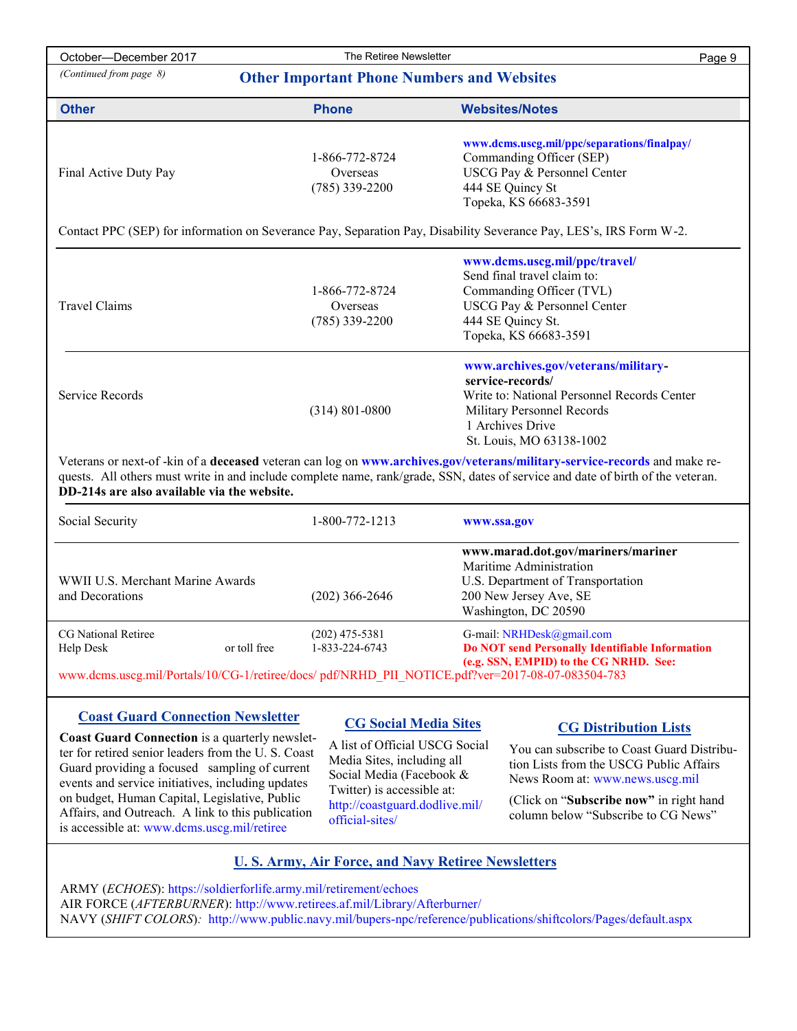*(Continued from page 8)*

## Other Important Phone Numbers and Websites

| Other | Phone | Websites/Notes |
|---|---|---|
| Final Active Duty Pay | 1-866-772-8724<br>Overseas<br>(785) 339-2200 | **www.dcms.uscg.mil/ppc/separations/finalpay/**<br>Commanding Officer (SEP)<br>USCG Pay & Personnel Center<br>444 SE Quincy St<br>Topeka, KS 66683-3591 |

Contact PPC (SEP) for information on Severance Pay, Separation Pay, Disability Severance Pay, LES's, IRS Form W-2.

| Other | Phone | Websites/Notes |
|---|---|---|
| Travel Claims | 1-866-772-8724<br>Overseas<br>(785) 339-2200 | **www.dcms.uscg.mil/ppc/travel/**<br>Send final travel claim to:<br>Commanding Officer (TVL)<br>USCG Pay & Personnel Center<br>444 SE Quincy St.<br>Topeka, KS 66683-3591 |
| Service Records | (314) 801-0800 | **www.archives.gov/veterans/military-service-records/**<br>Write to: National Personnel Records Center<br>Military Personnel Records<br>1 Archives Drive<br>St. Louis, MO 63138-1002 |

Veterans or next-of -kin of a **deceased** veteran can log on **www.archives.gov/veterans/military-service-records** and make requests. All others must write in and include complete name, rank/grade, SSN, dates of service and date of birth of the veteran. **DD-214s are also available via the website.**

| Other | Phone | Websites/Notes |
|---|---|---|
| Social Security | 1-800-772-1213 | **www.ssa.gov** |
| WWII U.S. Merchant Marine Awards and Decorations | (202) 366-2646 | **www.marad.dot.gov/mariners/mariner**<br>Maritime Administration<br>U.S. Department of Transportation<br>200 New Jersey Ave, SE<br>Washington, DC 20590 |
| CG National Retiree Help Desk | (202) 475-5381<br>or toll free 1-833-224-6743 | G-mail: NRHDesk@gmail.com<br>**Do NOT send Personally Identifiable Information (e.g. SSN, EMPID) to the CG NRHD. See:** |

www.dcms.uscg.mil/Portals/10/CG-1/retiree/docs/ pdf/NRHD_PII_NOTICE.pdf?ver=2017-08-07-083504-783

### Coast Guard Connection Newsletter

**Coast Guard Connection** is a quarterly newsletter for retired senior leaders from the U. S. Coast Guard providing a focused sampling of current events and service initiatives, including updates on budget, Human Capital, Legislative, Public Affairs, and Outreach. A link to this publication is accessible at: www.dcms.uscg.mil/retiree

### CG Social Media Sites

A list of Official USCG Social Media Sites, including all Social Media (Facebook & Twitter) is accessible at: http://coastguard.dodlive.mil/official-sites/

### CG Distribution Lists

You can subscribe to Coast Guard Distribution Lists from the USCG Public Affairs News Room at: www.news.uscg.mil

(Click on "**Subscribe now"** in right hand column below "Subscribe to CG News"

### U. S. Army, Air Force, and Navy Retiree Newsletters

ARMY (*ECHOES*): https://soldierforlife.army.mil/retirement/echoes
AIR FORCE (*AFTERBURNER*): http://www.retirees.af.mil/Library/Afterburner/
NAVY (*SHIFT COLORS*): http://www.public.navy.mil/bupers-npc/reference/publications/shiftcolors/Pages/default.aspx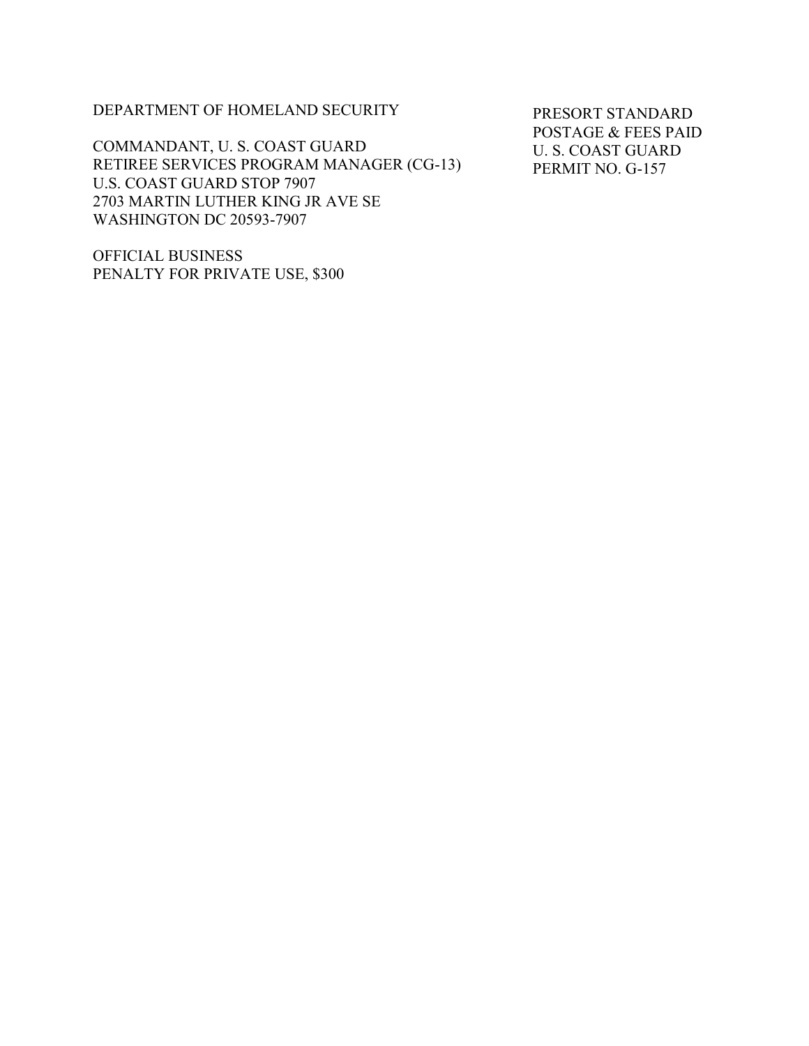DEPARTMENT OF HOMELAND SECURITY

COMMANDANT, U. S. COAST GUARD
RETIREE SERVICES PROGRAM MANAGER (CG-13)
U.S. COAST GUARD STOP 7907
2703 MARTIN LUTHER KING JR AVE SE
WASHINGTON DC 20593-7907

OFFICIAL BUSINESS
PENALTY FOR PRIVATE USE, $300

PRESORT STANDARD
POSTAGE & FEES PAID
U. S. COAST GUARD
PERMIT NO. G-157